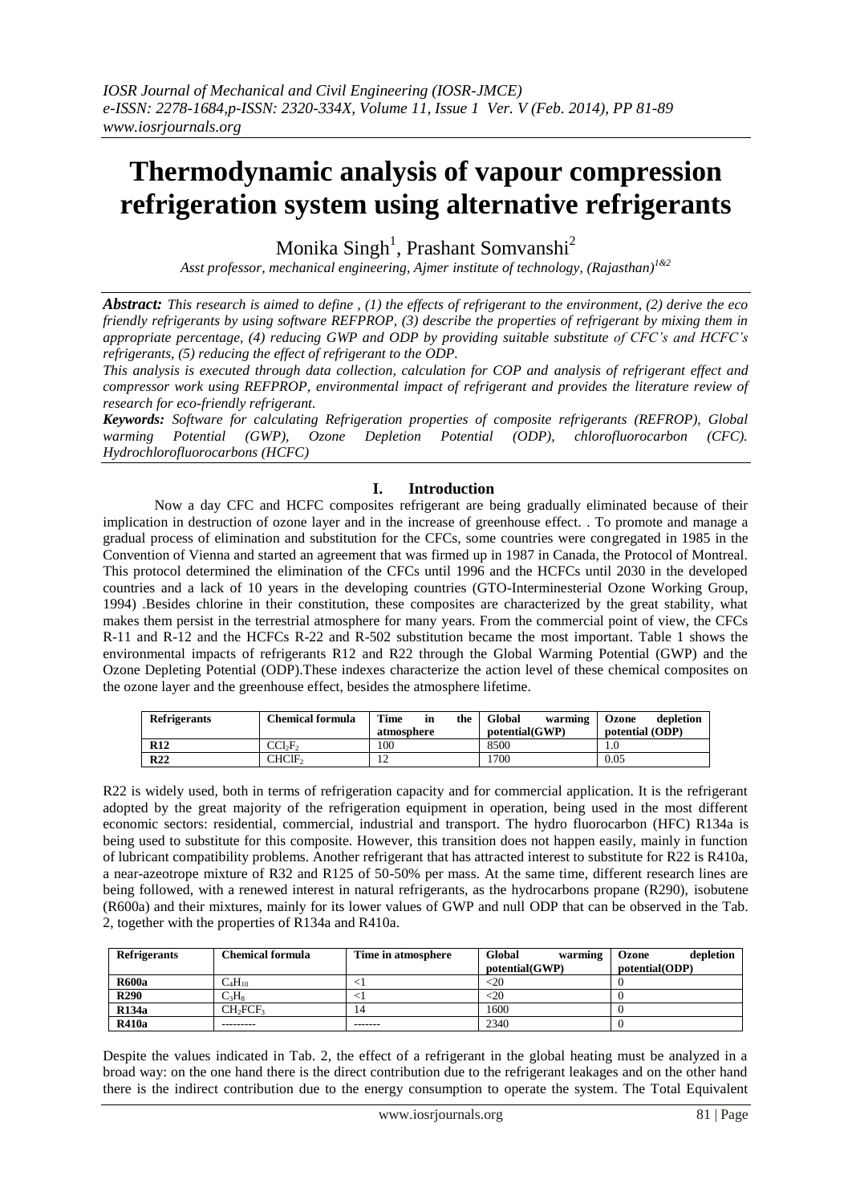# Thermodynamic analysis of vapour compression refrigeration system using alternative refrigerants

Monika Singh[1], Prashant Somvanshi[2]

*Asst professor, mechanical engineering, Ajmer institute of technology, (Rajasthan)[1&2]*

***Abstract:*** *This research is aimed to define , (1) the effects of refrigerant to the environment, (2) derive the eco friendly refrigerants by using software REFPROP, (3) describe the properties of refrigerant by mixing them in appropriate percentage, (4) reducing GWP and ODP by providing suitable substitute of CFC's and HCFC's refrigerants, (5) reducing the effect of refrigerant to the ODP.*

*This analysis is executed through data collection, calculation for COP and analysis of refrigerant effect and compressor work using REFPROP, environmental impact of refrigerant and provides the literature review of research for eco-friendly refrigerant.*

***Keywords:*** *Software for calculating Refrigeration properties of composite refrigerants (REFROP), Global warming Potential (GWP), Ozone Depletion Potential (ODP), chlorofluorocarbon (CFC). Hydrochlorofluorocarbons (HCFC)*

## I. Introduction

Now a day CFC and HCFC composites refrigerant are being gradually eliminated because of their implication in destruction of ozone layer and in the increase of greenhouse effect. . To promote and manage a gradual process of elimination and substitution for the CFCs, some countries were congregated in 1985 in the Convention of Vienna and started an agreement that was firmed up in 1987 in Canada, the Protocol of Montreal. This protocol determined the elimination of the CFCs until 1996 and the HCFCs until 2030 in the developed countries and a lack of 10 years in the developing countries (GTO-Interminesterial Ozone Working Group, 1994) .Besides chlorine in their constitution, these composites are characterized by the great stability, what makes them persist in the terrestrial atmosphere for many years. From the commercial point of view, the CFCs R-11 and R-12 and the HCFCs R-22 and R-502 substitution became the most important. Table 1 shows the environmental impacts of refrigerants R12 and R22 through the Global Warming Potential (GWP) and the Ozone Depleting Potential (ODP).These indexes characterize the action level of these chemical composites on the ozone layer and the greenhouse effect, besides the atmosphere lifetime.

| Refrigerants | Chemical formula | Time in the atmosphere | Global warming potential(GWP) | Ozone depletion potential (ODP) |
|---|---|---|---|---|
| R12 | $CCl_2F_2$ | 100 | 8500 | 1.0 |
| R22 | $CHClF_2$ | 12 | 1700 | 0.05 |

R22 is widely used, both in terms of refrigeration capacity and for commercial application. It is the refrigerant adopted by the great majority of the refrigeration equipment in operation, being used in the most different economic sectors: residential, commercial, industrial and transport. The hydro fluorocarbon (HFC) R134a is being used to substitute for this composite. However, this transition does not happen easily, mainly in function of lubricant compatibility problems. Another refrigerant that has attracted interest to substitute for R22 is R410a, a near-azeotrope mixture of R32 and R125 of 50-50% per mass. At the same time, different research lines are being followed, with a renewed interest in natural refrigerants, as the hydrocarbons propane (R290), isobutene (R600a) and their mixtures, mainly for its lower values of GWP and null ODP that can be observed in the Tab. 2, together with the properties of R134a and R410a.

| Refrigerants | Chemical formula | Time in atmosphere | Global warming potential(GWP) | Ozone depletion potential(ODP) |
|---|---|---|---|---|
| R600a | $C_4H_{10}$ | <1 | <20 | 0 |
| R290 | $C_3H_8$ | <1 | <20 | 0 |
| R134a | $CH_2FCF_3$ | 14 | 1600 | 0 |
| R410a | --------- | ------- | 2340 | 0 |

Despite the values indicated in Tab. 2, the effect of a refrigerant in the global heating must be analyzed in a broad way: on the one hand there is the direct contribution due to the refrigerant leakages and on the other hand there is the indirect contribution due to the energy consumption to operate the system. The Total Equivalent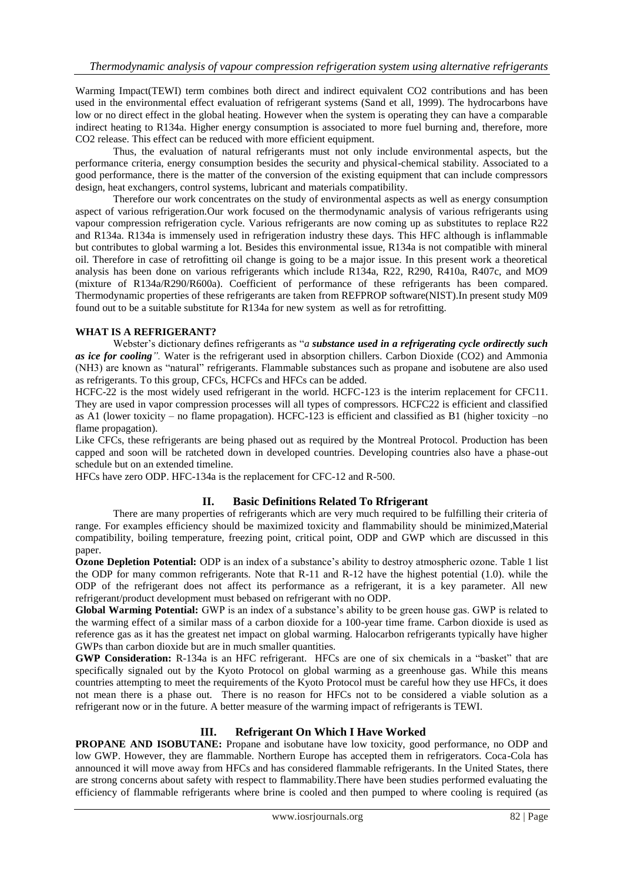Warming Impact(TEWI) term combines both direct and indirect equivalent CO2 contributions and has been used in the environmental effect evaluation of refrigerant systems (Sand et all, 1999). The hydrocarbons have low or no direct effect in the global heating. However when the system is operating they can have a comparable indirect heating to R134a. Higher energy consumption is associated to more fuel burning and, therefore, more CO2 release. This effect can be reduced with more efficient equipment.

Thus, the evaluation of natural refrigerants must not only include environmental aspects, but the performance criteria, energy consumption besides the security and physical-chemical stability. Associated to a good performance, there is the matter of the conversion of the existing equipment that can include compressors design, heat exchangers, control systems, lubricant and materials compatibility.

Therefore our work concentrates on the study of environmental aspects as well as energy consumption aspect of various refrigeration.Our work focused on the thermodynamic analysis of various refrigerants using vapour compression refrigeration cycle. Various refrigerants are now coming up as substitutes to replace R22 and R134a. R134a is immensely used in refrigeration industry these days. This HFC although is inflammable but contributes to global warming a lot. Besides this environmental issue, R134a is not compatible with mineral oil. Therefore in case of retrofitting oil change is going to be a major issue. In this present work a theoretical analysis has been done on various refrigerants which include R134a, R22, R290, R410a, R407c, and MO9 (mixture of R134a/R290/R600a). Coefficient of performance of these refrigerants has been compared. Thermodynamic properties of these refrigerants are taken from REFPROP software(NIST).In present study M09 found out to be a suitable substitute for R134a for new system as well as for retrofitting.

**WHAT IS A REFRIGERANT?**

Webster's dictionary defines refrigerants as "*a **substance used in a refrigerating cycle ordirectly such as ice for cooling**".* Water is the refrigerant used in absorption chillers. Carbon Dioxide ($CO_2$) and Ammonia ($NH_3$) are known as "natural" refrigerants. Flammable substances such as propane and isobutene are also used as refrigerants. To this group, CFCs, HCFCs and HFCs can be added.

HCFC-22 is the most widely used refrigerant in the world. HCFC-123 is the interim replacement for CFC11. They are used in vapor compression processes will all types of compressors. HCFC22 is efficient and classified as A1 (lower toxicity – no flame propagation). HCFC-123 is efficient and classified as B1 (higher toxicity –no flame propagation).

Like CFCs, these refrigerants are being phased out as required by the Montreal Protocol. Production has been capped and soon will be ratcheted down in developed countries. Developing countries also have a phase-out schedule but on an extended timeline.

HFCs have zero ODP. HFC-134a is the replacement for CFC-12 and R-500.

## II. Basic Definitions Related To Rfrigerant

There are many properties of refrigerants which are very much required to be fulfilling their criteria of range. For examples efficiency should be maximized toxicity and flammability should be minimized,Material compatibility, boiling temperature, freezing point, critical point, ODP and GWP which are discussed in this paper.

**Ozone Depletion Potential:** ODP is an index of a substance's ability to destroy atmospheric ozone. Table 1 list the ODP for many common refrigerants. Note that R-11 and R-12 have the highest potential (1.0). while the ODP of the refrigerant does not affect its performance as a refrigerant, it is a key parameter. All new refrigerant/product development must bebased on refrigerant with no ODP.

**Global Warming Potential:** GWP is an index of a substance's ability to be green house gas. GWP is related to the warming effect of a similar mass of a carbon dioxide for a 100-year time frame. Carbon dioxide is used as reference gas as it has the greatest net impact on global warming. Halocarbon refrigerants typically have higher GWPs than carbon dioxide but are in much smaller quantities.

**GWP Consideration:** R-134a is an HFC refrigerant. HFCs are one of six chemicals in a "basket" that are specifically signaled out by the Kyoto Protocol on global warming as a greenhouse gas. While this means countries attempting to meet the requirements of the Kyoto Protocol must be careful how they use HFCs, it does not mean there is a phase out. There is no reason for HFCs not to be considered a viable solution as a refrigerant now or in the future. A better measure of the warming impact of refrigerants is TEWI.

## III. Refrigerant On Which I Have Worked

**PROPANE AND ISOBUTANE:** Propane and isobutane have low toxicity, good performance, no ODP and low GWP. However, they are flammable. Northern Europe has accepted them in refrigerators. Coca-Cola has announced it will move away from HFCs and has considered flammable refrigerants. In the United States, there are strong concerns about safety with respect to flammability.There have been studies performed evaluating the efficiency of flammable refrigerants where brine is cooled and then pumped to where cooling is required (as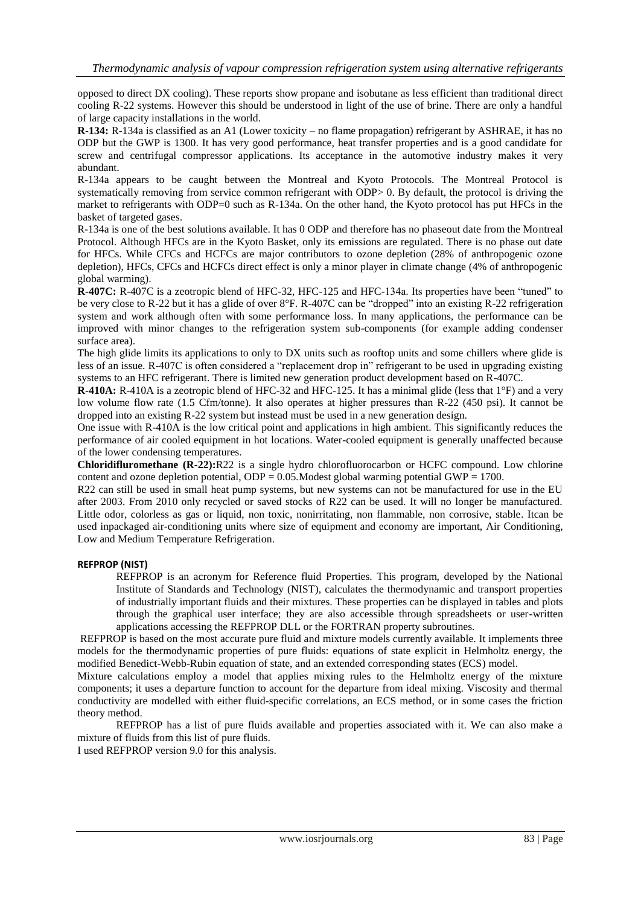opposed to direct DX cooling). These reports show propane and isobutane as less efficient than traditional direct cooling R-22 systems. However this should be understood in light of the use of brine. There are only a handful of large capacity installations in the world.

**R-134:** R-134a is classified as an A1 (Lower toxicity – no flame propagation) refrigerant by ASHRAE, it has no ODP but the GWP is 1300. It has very good performance, heat transfer properties and is a good candidate for screw and centrifugal compressor applications. Its acceptance in the automotive industry makes it very abundant.

R-134a appears to be caught between the Montreal and Kyoto Protocols. The Montreal Protocol is systematically removing from service common refrigerant with ODP> 0. By default, the protocol is driving the market to refrigerants with ODP=0 such as R-134a. On the other hand, the Kyoto protocol has put HFCs in the basket of targeted gases.

R-134a is one of the best solutions available. It has 0 ODP and therefore has no phaseout date from the Montreal Protocol. Although HFCs are in the Kyoto Basket, only its emissions are regulated. There is no phase out date for HFCs. While CFCs and HCFCs are major contributors to ozone depletion (28% of anthropogenic ozone depletion), HFCs, CFCs and HCFCs direct effect is only a minor player in climate change (4% of anthropogenic global warming).

**R-407C:** R-407C is a zeotropic blend of HFC-32, HFC-125 and HFC-134a. Its properties have been "tuned" to be very close to R-22 but it has a glide of over 8°F. R-407C can be "dropped" into an existing R-22 refrigeration system and work although often with some performance loss. In many applications, the performance can be improved with minor changes to the refrigeration system sub-components (for example adding condenser surface area).

The high glide limits its applications to only to DX units such as rooftop units and some chillers where glide is less of an issue. R-407C is often considered a "replacement drop in" refrigerant to be used in upgrading existing systems to an HFC refrigerant. There is limited new generation product development based on R-407C.

**R-410A:** R-410A is a zeotropic blend of HFC-32 and HFC-125. It has a minimal glide (less that 1°F) and a very low volume flow rate (1.5 Cfm/tonne). It also operates at higher pressures than R-22 (450 psi). It cannot be dropped into an existing R-22 system but instead must be used in a new generation design.

One issue with R-410A is the low critical point and applications in high ambient. This significantly reduces the performance of air cooled equipment in hot locations. Water-cooled equipment is generally unaffected because of the lower condensing temperatures.

**Chloridiflurомethane (R-22):**R22 is a single hydro chlorofluorocarbon or HCFC compound. Low chlorine content and ozone depletion potential, ODP = 0.05.Modest global warming potential GWP = 1700.

R22 can still be used in small heat pump systems, but new systems can not be manufactured for use in the EU after 2003. From 2010 only recycled or saved stocks of R22 can be used. It will no longer be manufactured. Little odor, colorless as gas or liquid, non toxic, nonirritating, non flammable, non corrosive, stable. Itcan be used inpackaged air-conditioning units where size of equipment and economy are important, Air Conditioning, Low and Medium Temperature Refrigeration.

#### REFPROP (NIST)

REFPROP is an acronym for Reference fluid Properties. This program, developed by the National Institute of Standards and Technology (NIST), calculates the thermodynamic and transport properties of industrially important fluids and their mixtures. These properties can be displayed in tables and plots through the graphical user interface; they are also accessible through spreadsheets or user-written applications accessing the REFPROP DLL or the FORTRAN property subroutines.

REFPROP is based on the most accurate pure fluid and mixture models currently available. It implements three models for the thermodynamic properties of pure fluids: equations of state explicit in Helmholtz energy, the modified Benedict-Webb-Rubin equation of state, and an extended corresponding states (ECS) model.

Mixture calculations employ a model that applies mixing rules to the Helmholtz energy of the mixture components; it uses a departure function to account for the departure from ideal mixing. Viscosity and thermal conductivity are modelled with either fluid-specific correlations, an ECS method, or in some cases the friction theory method.

REFPROP has a list of pure fluids available and properties associated with it. We can also make a mixture of fluids from this list of pure fluids.

I used REFPROP version 9.0 for this analysis.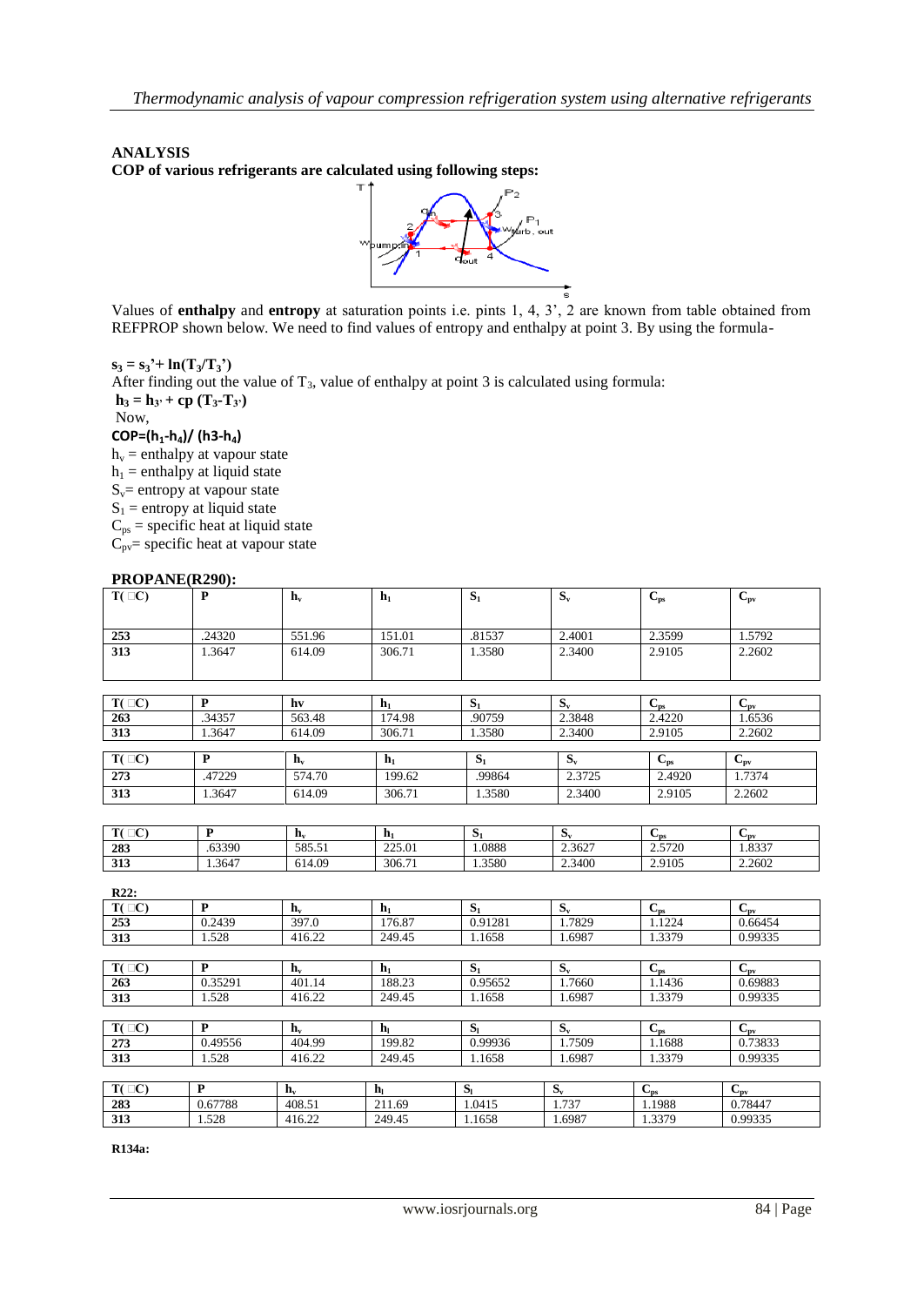## ANALYSIS

**COP of various refrigerants are calculated using following steps:**

Values of **enthalpy** and **entropy** at saturation points i.e. pints 1, 4, 3', 2 are known from table obtained from REFPROP shown below. We need to find values of entropy and enthalpy at point 3. By using the formula-

$$s_3 = s_3' + \ln(T_3/T_3')$$

After finding out the value of $T_3$, value of enthalpy at point 3 is calculated using formula:

$$h_3 = h_{3'} + c_p (T_3 - T_{3'})$$

Now,

$$COP = (h_1 - h_4)/(h_3 - h_4)$$

$h_v$ = enthalpy at vapour state

$h_l$ = enthalpy at liquid state

$S_v$ = entropy at vapour state

$S_l$ = entropy at liquid state

$C_{ps}$ = specific heat at liquid state

$C_{pv}$ = specific heat at vapour state

### PROPANE(R290):

| T(□C) | P | $h_v$ | $h_l$ | $S_l$ | $S_v$ | $C_{ps}$ | $C_{pv}$ |
|---|---|---|---|---|---|---|---|
| 253 | .24320 | 551.96 | 151.01 | .81537 | 2.4001 | 2.3599 | 1.5792 |
| 313 | 1.3647 | 614.09 | 306.71 | 1.3580 | 2.3400 | 2.9105 | 2.2602 |

| T(□C) | P | hv | $h_l$ | $S_l$ | $S_v$ | $C_{ps}$ | $C_{pv}$ |
|---|---|---|---|---|---|---|---|
| 263 | .34357 | 563.48 | 174.98 | .90759 | 2.3848 | 2.4220 | 1.6536 |
| 313 | 1.3647 | 614.09 | 306.71 | 1.3580 | 2.3400 | 2.9105 | 2.2602 |

| T(□C) | P | $h_v$ | $h_l$ | $S_l$ | $S_v$ | $C_{ps}$ | $C_{pv}$ |
|---|---|---|---|---|---|---|---|
| 273 | .47229 | 574.70 | 199.62 | .99864 | 2.3725 | 2.4920 | 1.7374 |
| 313 | 1.3647 | 614.09 | 306.71 | 1.3580 | 2.3400 | 2.9105 | 2.2602 |

| T(□C) | P | $h_v$ | $h_l$ | $S_l$ | $S_v$ | $C_{ps}$ | $C_{pv}$ |
|---|---|---|---|---|---|---|---|
| 283 | .63390 | 585.51 | 225.01 | 1.0888 | 2.3627 | 2.5720 | 1.8337 |
| 313 | 1.3647 | 614.09 | 306.71 | 1.3580 | 2.3400 | 2.9105 | 2.2602 |

**R22:**

| T(□C) | P | $h_v$ | $h_l$ | $S_l$ | $S_v$ | $C_{ps}$ | $C_{pv}$ |
|---|---|---|---|---|---|---|---|
| 253 | 0.2439 | 397.0 | 176.87 | 0.91281 | 1.7829 | 1.1224 | 0.66454 |
| 313 | 1.528 | 416.22 | 249.45 | 1.1658 | 1.6987 | 1.3379 | 0.99335 |

| T(□C) | P | $h_v$ | $h_l$ | $S_l$ | $S_v$ | $C_{ps}$ | $C_{pv}$ |
|---|---|---|---|---|---|---|---|
| 263 | 0.35291 | 401.14 | 188.23 | 0.95652 | 1.7660 | 1.1436 | 0.69883 |
| 313 | 1.528 | 416.22 | 249.45 | 1.1658 | 1.6987 | 1.3379 | 0.99335 |

| T(□C) | P | $h_v$ | $h_l$ | $S_l$ | $S_v$ | $C_{ps}$ | $C_{pv}$ |
|---|---|---|---|---|---|---|---|
| 273 | 0.49556 | 404.99 | 199.82 | 0.99936 | 1.7509 | 1.1688 | 0.73833 |
| 313 | 1.528 | 416.22 | 249.45 | 1.1658 | 1.6987 | 1.3379 | 0.99335 |

| T(□C) | P | $h_v$ | $h_l$ | $S_l$ | $S_v$ | $C_{ps}$ | $C_{pv}$ |
|---|---|---|---|---|---|---|---|
| 283 | 0.67788 | 408.51 | 211.69 | 1.0415 | 1.737 | 1.1988 | 0.78447 |
| 313 | 1.528 | 416.22 | 249.45 | 1.1658 | 1.6987 | 1.3379 | 0.99335 |

**R134a:**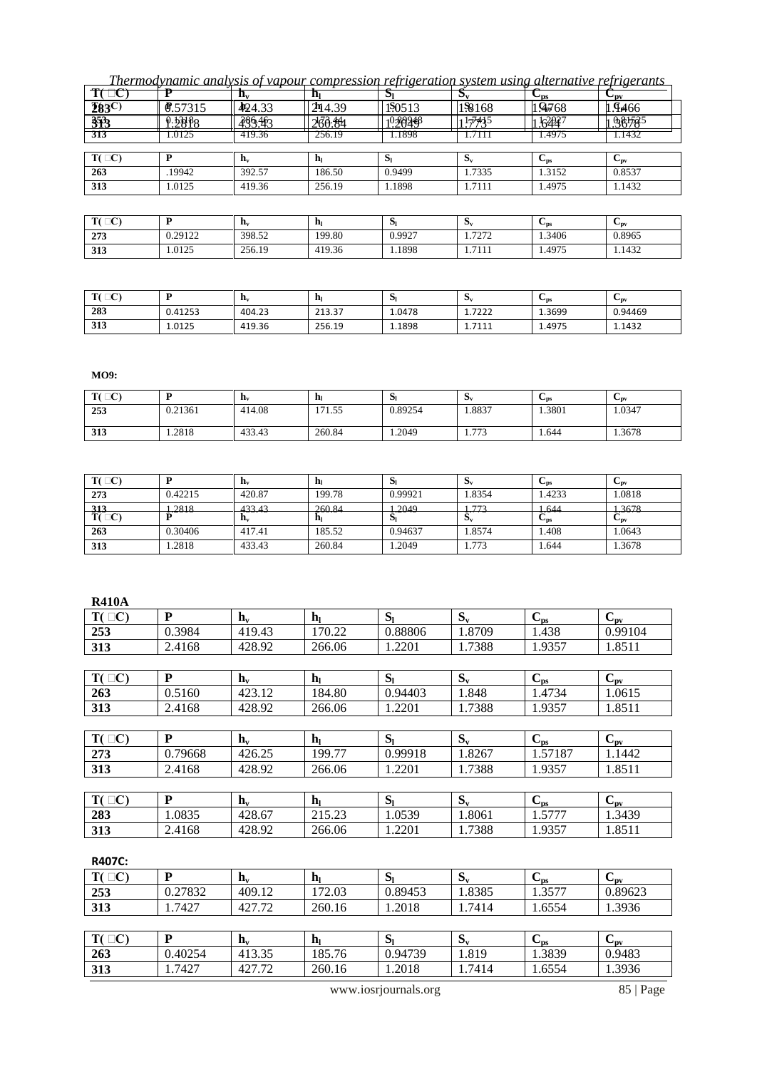| T(°C) | P | $h_v$ | $h_l$ | $S_l$ | $S_v$ | $C_{ps}$ | $C_{pv}$ |
|---|---|---|---|---|---|---|---|
| 283 | 0.57315 | 424.33 | 214.39 | 1.0513 | 1.8168 | 1.4768 | 1.1466 |
| 313 | 1.2818 | 433.43 | 260.84 | 1.2049 | 1.773 | 1.644 | 1.3678 |
| 313 | 1.0125 | 419.36 | 256.19 | 1.1898 | 1.7111 | 1.4975 | 1.1432 |

| T(°C) | P | $h_v$ | $h_l$ | $S_l$ | $S_v$ | $C_{ps}$ | $C_{pv}$ |
|---|---|---|---|---|---|---|---|
| 263 | .19942 | 392.57 | 186.50 | 0.9499 | 1.7335 | 1.3152 | 0.8537 |
| 313 | 1.0125 | 419.36 | 256.19 | 1.1898 | 1.7111 | 1.4975 | 1.1432 |

| T(°C) | P | $h_v$ | $h_l$ | $S_l$ | $S_v$ | $C_{ps}$ | $C_{pv}$ |
|---|---|---|---|---|---|---|---|
| 273 | 0.29122 | 398.52 | 199.80 | 0.9927 | 1.7272 | 1.3406 | 0.8965 |
| 313 | 1.0125 | 256.19 | 419.36 | 1.1898 | 1.7111 | 1.4975 | 1.1432 |

| T(°C) | P | $h_v$ | $h_l$ | $S_l$ | $S_v$ | $C_{ps}$ | $C_{pv}$ |
|---|---|---|---|---|---|---|---|
| 283 | 0.41253 | 404.23 | 213.37 | 1.0478 | 1.7222 | 1.3699 | 0.94469 |
| 313 | 1.0125 | 419.36 | 256.19 | 1.1898 | 1.7111 | 1.4975 | 1.1432 |

**MO9:**

| T(°C) | P | $h_v$ | $h_l$ | $S_l$ | $S_v$ | $C_{ps}$ | $C_{pv}$ |
|---|---|---|---|---|---|---|---|
| 253 | 0.21361 | 414.08 | 171.55 | 0.89254 | 1.8837 | 1.3801 | 1.0347 |
| 313 | 1.2818 | 433.43 | 260.84 | 1.2049 | 1.773 | 1.644 | 1.3678 |

| T(°C) | P | $h_v$ | $h_l$ | $S_l$ | $S_v$ | $C_{ps}$ | $C_{pv}$ |
|---|---|---|---|---|---|---|---|
| 273 | 0.42215 | 420.87 | 199.78 | 0.99921 | 1.8354 | 1.4233 | 1.0818 |
| 313 | 1.2818 | 433.43 | 260.84 | 1.2049 | 1.773 | 1.644 | 1.3678 |

| T(°C) | P | $h_v$ | $h_l$ | $S_l$ | $S_v$ | $C_{ps}$ | $C_{pv}$ |
|---|---|---|---|---|---|---|---|
| 263 | 0.30406 | 417.41 | 185.52 | 0.94637 | 1.8574 | 1.408 | 1.0643 |
| 313 | 1.2818 | 433.43 | 260.84 | 1.2049 | 1.773 | 1.644 | 1.3678 |

**R410A**

| T(°C) | P | $h_v$ | $h_l$ | $S_l$ | $S_v$ | $C_{ps}$ | $C_{pv}$ |
|---|---|---|---|---|---|---|---|
| 253 | 0.3984 | 419.43 | 170.22 | 0.88806 | 1.8709 | 1.438 | 0.99104 |
| 313 | 2.4168 | 428.92 | 266.06 | 1.2201 | 1.7388 | 1.9357 | 1.8511 |

| T(°C) | P | $h_v$ | $h_l$ | $S_l$ | $S_v$ | $C_{ps}$ | $C_{pv}$ |
|---|---|---|---|---|---|---|---|
| 263 | 0.5160 | 423.12 | 184.80 | 0.94403 | 1.848 | 1.4734 | 1.0615 |
| 313 | 2.4168 | 428.92 | 266.06 | 1.2201 | 1.7388 | 1.9357 | 1.8511 |

| T(°C) | P | $h_v$ | $h_l$ | $S_l$ | $S_v$ | $C_{ps}$ | $C_{pv}$ |
|---|---|---|---|---|---|---|---|
| 273 | 0.79668 | 426.25 | 199.77 | 0.99918 | 1.8267 | 1.57187 | 1.1442 |
| 313 | 2.4168 | 428.92 | 266.06 | 1.2201 | 1.7388 | 1.9357 | 1.8511 |

| T(°C) | P | $h_v$ | $h_l$ | $S_l$ | $S_v$ | $C_{ps}$ | $C_{pv}$ |
|---|---|---|---|---|---|---|---|
| 283 | 1.0835 | 428.67 | 215.23 | 1.0539 | 1.8061 | 1.5777 | 1.3439 |
| 313 | 2.4168 | 428.92 | 266.06 | 1.2201 | 1.7388 | 1.9357 | 1.8511 |

**R407C:**

| T(°C) | P | $h_v$ | $h_l$ | $S_l$ | $S_v$ | $C_{ps}$ | $C_{pv}$ |
|---|---|---|---|---|---|---|---|
| 253 | 0.27832 | 409.12 | 172.03 | 0.89453 | 1.8385 | 1.3577 | 0.89623 |
| 313 | 1.7427 | 427.72 | 260.16 | 1.2018 | 1.7414 | 1.6554 | 1.3936 |

| T(°C) | P | $h_v$ | $h_l$ | $S_l$ | $S_v$ | $C_{ps}$ | $C_{pv}$ |
|---|---|---|---|---|---|---|---|
| 263 | 0.40254 | 413.35 | 185.76 | 0.94739 | 1.819 | 1.3839 | 0.9483 |
| 313 | 1.7427 | 427.72 | 260.16 | 1.2018 | 1.7414 | 1.6554 | 1.3936 |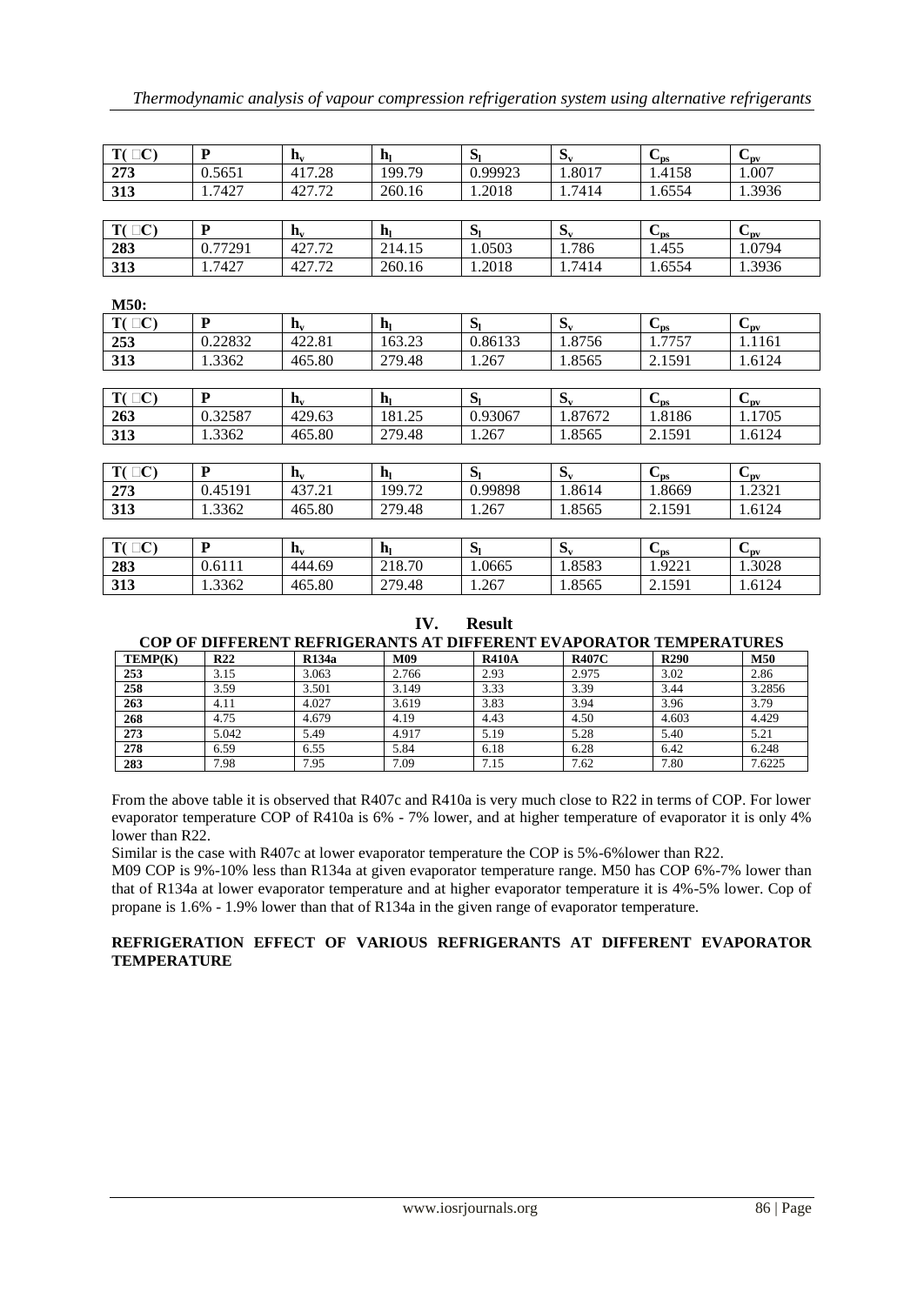| T(□C) | P | $h_v$ | $h_l$ | $S_l$ | $S_v$ | $C_{ps}$ | $C_{pv}$ |
|---|---|---|---|---|---|---|---|
| 273 | 0.5651 | 417.28 | 199.79 | 0.99923 | 1.8017 | 1.4158 | 1.007 |
| 313 | 1.7427 | 427.72 | 260.16 | 1.2018 | 1.7414 | 1.6554 | 1.3936 |

| T(□C) | P | $h_v$ | $h_l$ | $S_l$ | $S_v$ | $C_{ps}$ | $C_{pv}$ |
|---|---|---|---|---|---|---|---|
| 283 | 0.77291 | 427.72 | 214.15 | 1.0503 | 1.786 | 1.455 | 1.0794 |
| 313 | 1.7427 | 427.72 | 260.16 | 1.2018 | 1.7414 | 1.6554 | 1.3936 |

**M50:**

| T(□C) | P | $h_v$ | $h_l$ | $S_l$ | $S_v$ | $C_{ps}$ | $C_{pv}$ |
|---|---|---|---|---|---|---|---|
| 253 | 0.22832 | 422.81 | 163.23 | 0.86133 | 1.8756 | 1.7757 | 1.1161 |
| 313 | 1.3362 | 465.80 | 279.48 | 1.267 | 1.8565 | 2.1591 | 1.6124 |

| T(□C) | P | $h_v$ | $h_l$ | $S_l$ | $S_v$ | $C_{ps}$ | $C_{pv}$ |
|---|---|---|---|---|---|---|---|
| 263 | 0.32587 | 429.63 | 181.25 | 0.93067 | 1.87672 | 1.8186 | 1.1705 |
| 313 | 1.3362 | 465.80 | 279.48 | 1.267 | 1.8565 | 2.1591 | 1.6124 |

| T(□C) | P | $h_v$ | $h_l$ | $S_l$ | $S_v$ | $C_{ps}$ | $C_{pv}$ |
|---|---|---|---|---|---|---|---|
| 273 | 0.45191 | 437.21 | 199.72 | 0.99898 | 1.8614 | 1.8669 | 1.2321 |
| 313 | 1.3362 | 465.80 | 279.48 | 1.267 | 1.8565 | 2.1591 | 1.6124 |

| T(□C) | P | $h_v$ | $h_l$ | $S_l$ | $S_v$ | $C_{ps}$ | $C_{pv}$ |
|---|---|---|---|---|---|---|---|
| 283 | 0.6111 | 444.69 | 218.70 | 1.0665 | 1.8583 | 1.9221 | 1.3028 |
| 313 | 1.3362 | 465.80 | 279.48 | 1.267 | 1.8565 | 2.1591 | 1.6124 |

## IV. Result

**COP OF DIFFERENT REFRIGERANTS AT DIFFERENT EVAPORATOR TEMPERATURES**

| TEMP(K) | R22 | R134a | M09 | R410A | R407C | R290 | M50 |
|---|---|---|---|---|---|---|---|
| 253 | 3.15 | 3.063 | 2.766 | 2.93 | 2.975 | 3.02 | 2.86 |
| 258 | 3.59 | 3.501 | 3.149 | 3.33 | 3.39 | 3.44 | 3.2856 |
| 263 | 4.11 | 4.027 | 3.619 | 3.83 | 3.94 | 3.96 | 3.79 |
| 268 | 4.75 | 4.679 | 4.19 | 4.43 | 4.50 | 4.603 | 4.429 |
| 273 | 5.042 | 5.49 | 4.917 | 5.19 | 5.28 | 5.40 | 5.21 |
| 278 | 6.59 | 6.55 | 5.84 | 6.18 | 6.28 | 6.42 | 6.248 |
| 283 | 7.98 | 7.95 | 7.09 | 7.15 | 7.62 | 7.80 | 7.6225 |

From the above table it is observed that R407c and R410a is very much close to R22 in terms of COP. For lower evaporator temperature COP of R410a is 6% - 7% lower, and at higher temperature of evaporator it is only 4% lower than R22.

Similar is the case with R407c at lower evaporator temperature the COP is 5%-6%lower than R22.

M09 COP is 9%-10% less than R134a at given evaporator temperature range. M50 has COP 6%-7% lower than that of R134a at lower evaporator temperature and at higher evaporator temperature it is 4%-5% lower. Cop of propane is 1.6% - 1.9% lower than that of R134a in the given range of evaporator temperature.

**REFRIGERATION EFFECT OF VARIOUS REFRIGERANTS AT DIFFERENT EVAPORATOR TEMPERATURE**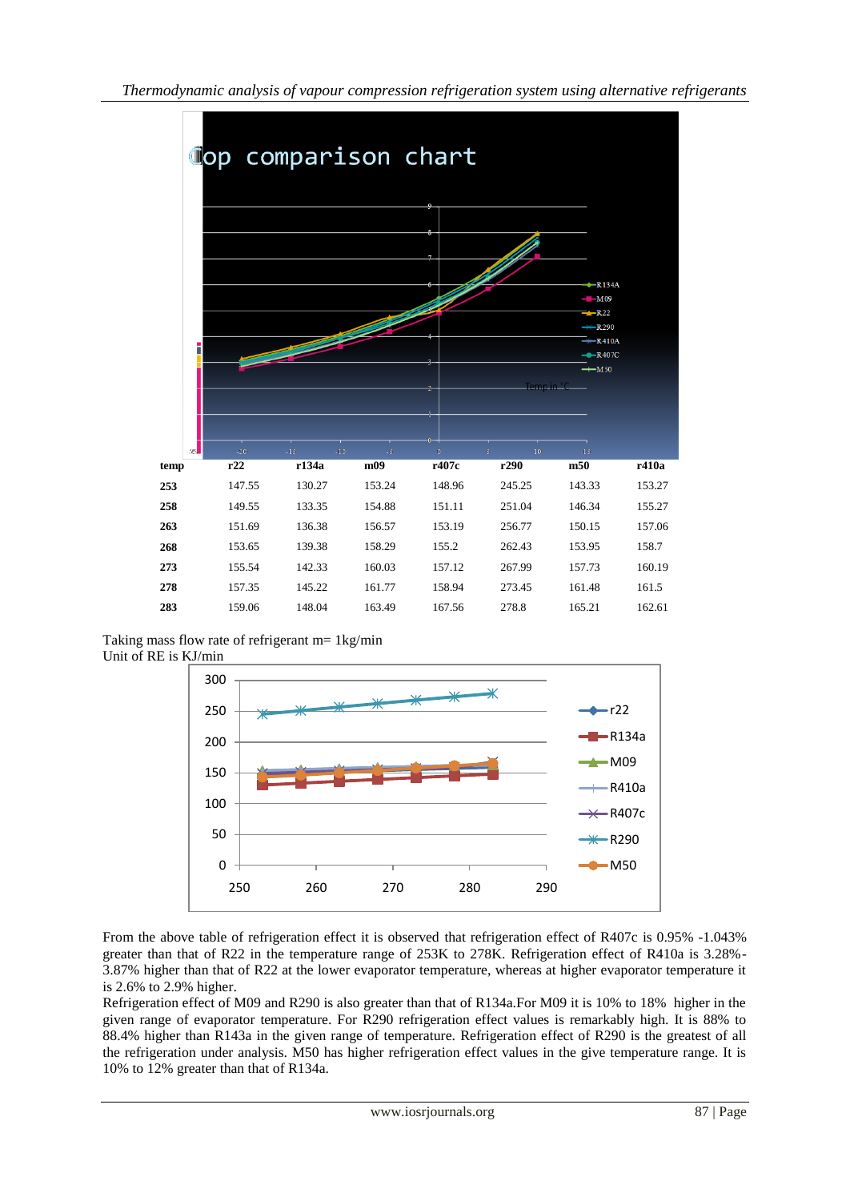| temp | r22 | r134a | m09 | r407c | r290 | m50 | r410a |
|---|---|---|---|---|---|---|---|
| 253 | 147.55 | 130.27 | 153.24 | 148.96 | 245.25 | 143.33 | 153.27 |
| 258 | 149.55 | 133.35 | 154.88 | 151.11 | 251.04 | 146.34 | 155.27 |
| 263 | 151.69 | 136.38 | 156.57 | 153.19 | 256.77 | 150.15 | 157.06 |
| 268 | 153.65 | 139.38 | 158.29 | 155.2 | 262.43 | 153.95 | 158.7 |
| 273 | 155.54 | 142.33 | 160.03 | 157.12 | 267.99 | 157.73 | 160.19 |
| 278 | 157.35 | 145.22 | 161.77 | 158.94 | 273.45 | 161.48 | 161.5 |
| 283 | 159.06 | 148.04 | 163.49 | 167.56 | 278.8 | 165.21 | 162.61 |

Taking mass flow rate of refrigerant m= 1kg/min
Unit of RE is KJ/min

From the above table of refrigeration effect it is observed that refrigeration effect of R407c is 0.95% -1.043% greater than that of R22 in the temperature range of 253K to 278K. Refrigeration effect of R410a is 3.28%-3.87% higher than that of R22 at the lower evaporator temperature, whereas at higher evaporator temperature it is 2.6% to 2.9% higher.

Refrigeration effect of M09 and R290 is also greater than that of R134a.For M09 it is 10% to 18% higher in the given range of evaporator temperature. For R290 refrigeration effect values is remarkably high. It is 88% to 88.4% higher than R143a in the given range of temperature. Refrigeration effect of R290 is the greatest of all the refrigeration under analysis. M50 has higher refrigeration effect values in the give temperature range. It is 10% to 12% greater than that of R134a.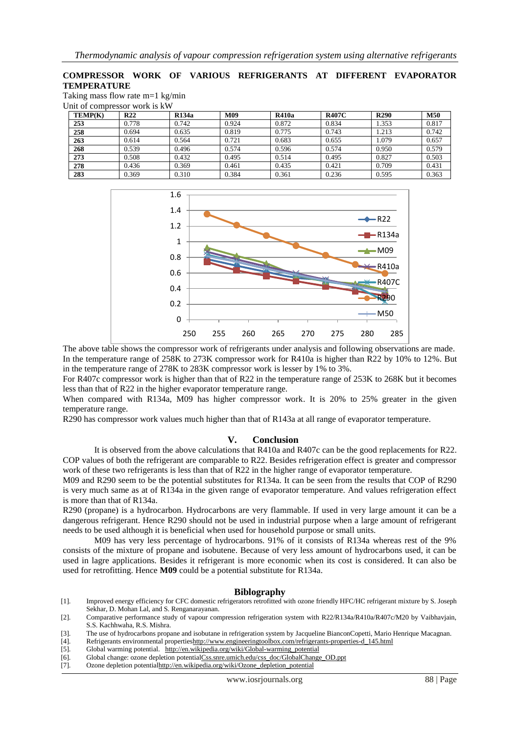**COMPRESSOR WORK OF VARIOUS REFRIGERANTS AT DIFFERENT EVAPORATOR TEMPERATURE**

Taking mass flow rate m=1 kg/min
Unit of compressor work is kW

| TEMP(K) | R22 | R134a | M09 | R410a | R407C | R290 | M50 |
|---|---|---|---|---|---|---|---|
| 253 | 0.778 | 0.742 | 0.924 | 0.872 | 0.834 | 1.353 | 0.817 |
| 258 | 0.694 | 0.635 | 0.819 | 0.775 | 0.743 | 1.213 | 0.742 |
| 263 | 0.614 | 0.564 | 0.721 | 0.683 | 0.655 | 1.079 | 0.657 |
| 268 | 0.539 | 0.496 | 0.574 | 0.596 | 0.574 | 0.950 | 0.579 |
| 273 | 0.508 | 0.432 | 0.495 | 0.514 | 0.495 | 0.827 | 0.503 |
| 278 | 0.436 | 0.369 | 0.461 | 0.435 | 0.421 | 0.709 | 0.431 |
| 283 | 0.369 | 0.310 | 0.384 | 0.361 | 0.236 | 0.595 | 0.363 |

The above table shows the compressor work of refrigerants under analysis and following observations are made.
In the temperature range of 258K to 273K compressor work for R410a is higher than R22 by 10% to 12%. But in the temperature range of 278K to 283K compressor work is lesser by 1% to 3%.
For R407c compressor work is higher than that of R22 in the temperature range of 253K to 268K but it becomes less than that of R22 in the higher evaporator temperature range.
When compared with R134a, M09 has higher compressor work. It is 20% to 25% greater in the given temperature range.
R290 has compressor work values much higher than that of R143a at all range of evaporator temperature.

## V. Conclusion

It is observed from the above calculations that R410a and R407c can be the good replacements for R22. COP values of both the refrigerant are comparable to R22. Besides refrigeration effect is greater and compressor work of these two refrigerants is less than that of R22 in the higher range of evaporator temperature.
M09 and R290 seem to be the potential substitutes for R134a. It can be seen from the results that COP of R290 is very much same as at of R134a in the given range of evaporator temperature. And values refrigeration effect is more than that of R134a.
R290 (propane) is a hydrocarbon. Hydrocarbons are very flammable. If used in very large amount it can be a dangerous refrigerant. Hence R290 should not be used in industrial purpose when a large amount of refrigerant needs to be used although it is beneficial when used for household purpose or small units.

M09 has very less percentage of hydrocarbons. 91% of it consists of R134a whereas rest of the 9% consists of the mixture of propane and isobutene. Because of very less amount of hydrocarbons used, it can be used in lagre applications. Besides it refrigerant is more economic when its cost is considered. It can also be used for retrofitting. Hence **M09** could be a potential substitute for R134a.

## Biblography

[1]. Improved energy efficiency for CFC domestic refrigerators retrofitted with ozone friendly HFC/HC refrigerant mixture by S. Joseph Sekhar, D. Mohan Lal, and S. Renganarayanan.
[2]. Comparative performance study of vapour compression refrigeration system with R22/R134a/R410a/R407c/M20 by Vaibhavjain, S.S. Kachhwaha, R.S. Mishra.
[3]. The use of hydrocarbons propane and isobutane in refrigeration system by Jacqueline BianconCopetti, Mario Henrique Macagnan.
[4]. Refrigerants environmental propertieshttp://www.engineeringtoolbox.com/refrigerants-properties-d_145.html
[5]. Global warming potential. http://en.wikipedia.org/wiki/Global-warming_potential
[6]. Global change: ozone depletion potentialCss.snre.umich.edu/css_doc/GlobalChange_OD.ppt
[7]. Ozone depletion potentialhttp://en.wikipedia.org/wiki/Ozone_depletion_potential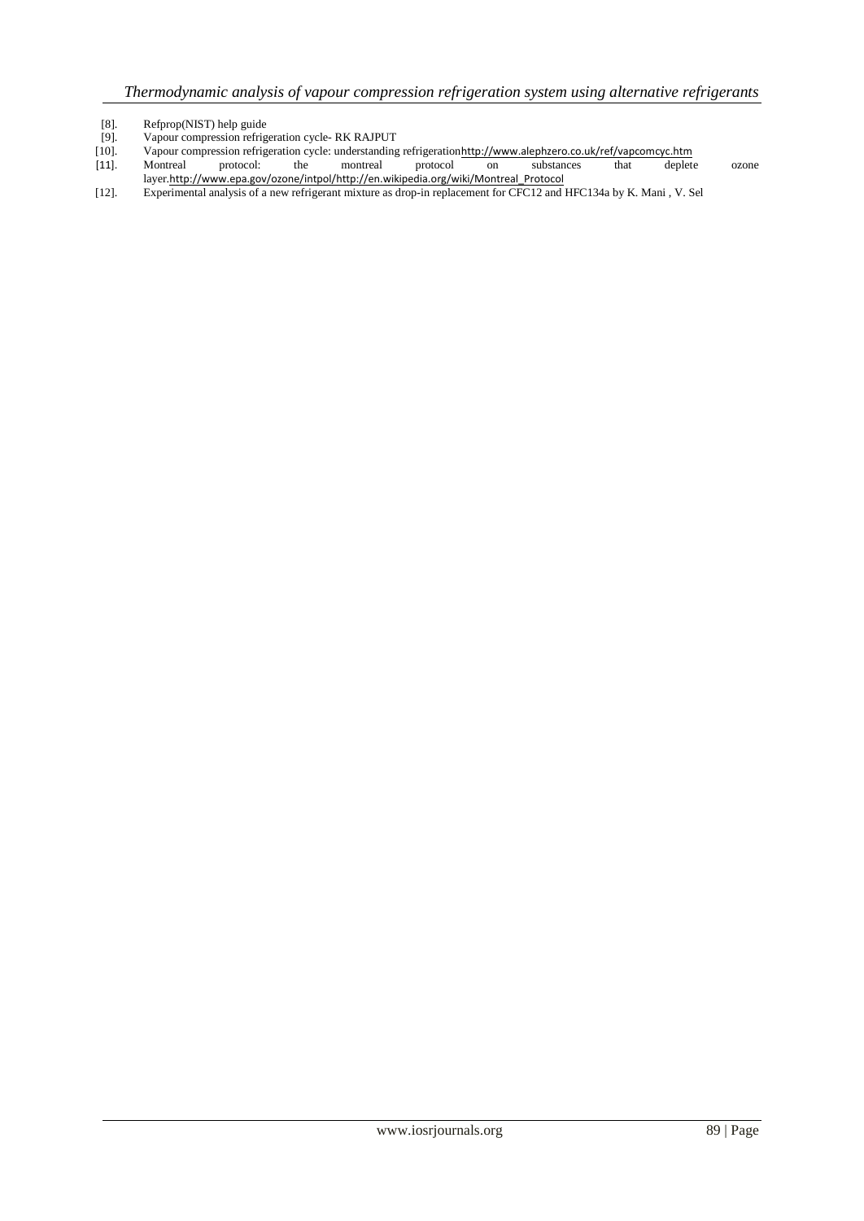[8]. Refprop(NIST) help guide

[9]. Vapour compression refrigeration cycle- RK RAJPUT

[10]. Vapour compression refrigeration cycle: understanding refrigeration http://www.alephzero.co.uk/ref/vapcomcyc.htm

[11]. Montreal protocol: the montreal protocol on substances that deplete ozone layer. http://www.epa.gov/ozone/intpol/http://en.wikipedia.org/wiki/Montreal_Protocol

[12]. Experimental analysis of a new refrigerant mixture as drop-in replacement for CFC12 and HFC134a by K. Mani , V. Sel